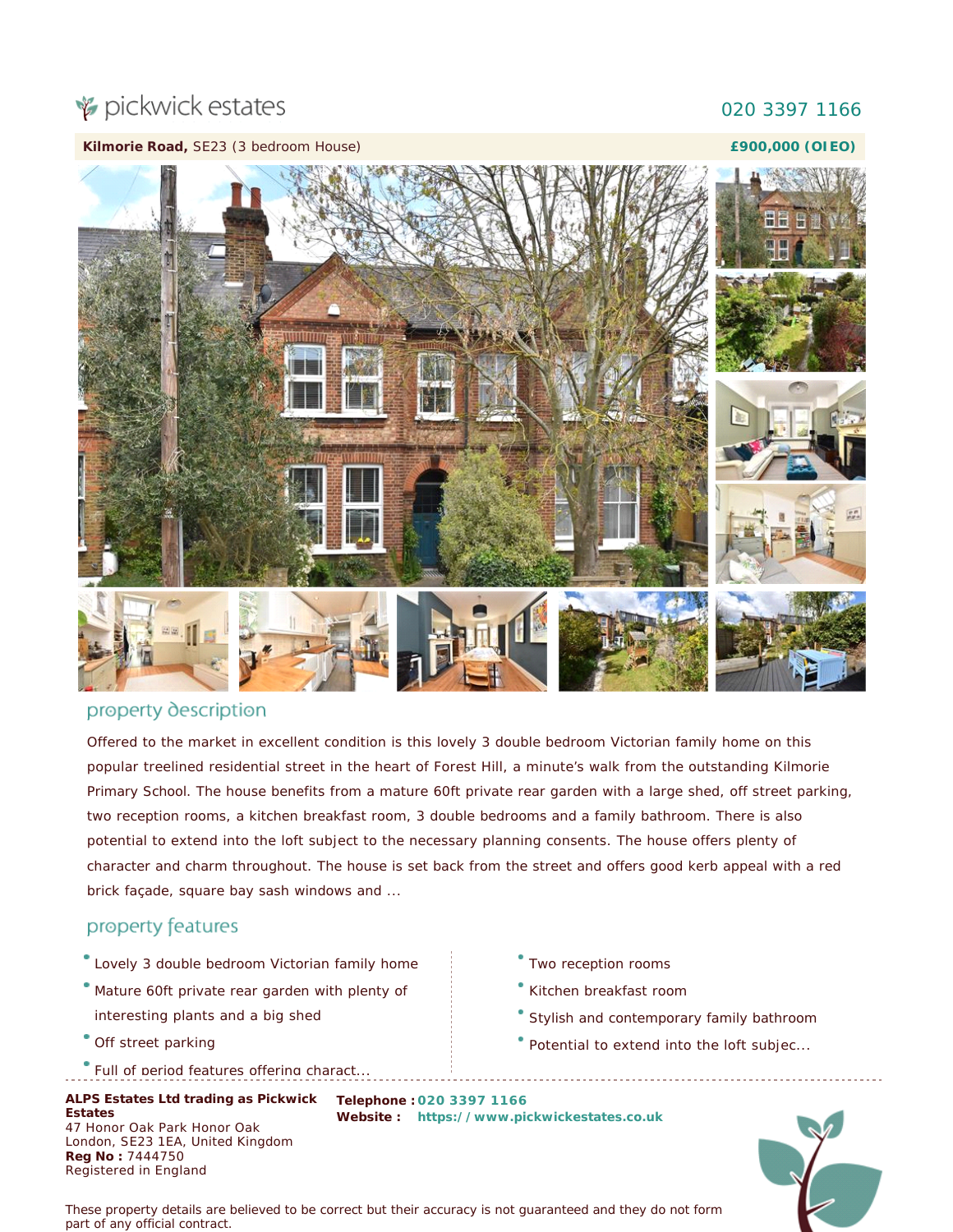pickwick estates

020 3397 1166

**Kilmorie Road,** SE23 (3 bedroom House)

**£900,000 (OIEO)**

## property description

Offered to the market in excellent condition is this lovely 3 double bedroom Victorian family home on this popular treelined residential street in the heart of Forest Hill, a minute's walk from the outstanding Kilmorie Primary School. The house benefits from a mature 60ft private rear garden with a large shed, off street parking, two reception rooms, a kitchen breakfast room, 3 double bedrooms and a family bathroom. There is also potential to extend into the loft subject to the necessary planning consents. The house offers plenty of character and charm throughout. The house is set back from the street and offers good kerb appeal with a red brick façade, square bay sash windows and ...

## property features

- Lovely 3 double bedroom Victorian family home
- Mature 60ft private rear garden with plenty of interesting plants and a big shed
- Off street parking
- Full of period features offering charact...
- Two reception rooms
- Kitchen breakfast room
- Stylish and contemporary family bathroom
- Potential to extend into the loft subjec...

**ALPS Estates Ltd trading as Pickwick Estates**
47 Honor Oak Park Honor Oak
London, SE23 1EA, United Kingdom
**Reg No :** 7444750
Registered in England

**Telephone :** 020 3397 1166
**Website :** https://www.pickwickestates.co.uk

These property details are believed to be correct but their accuracy is not guaranteed and they do not form part of any official contract.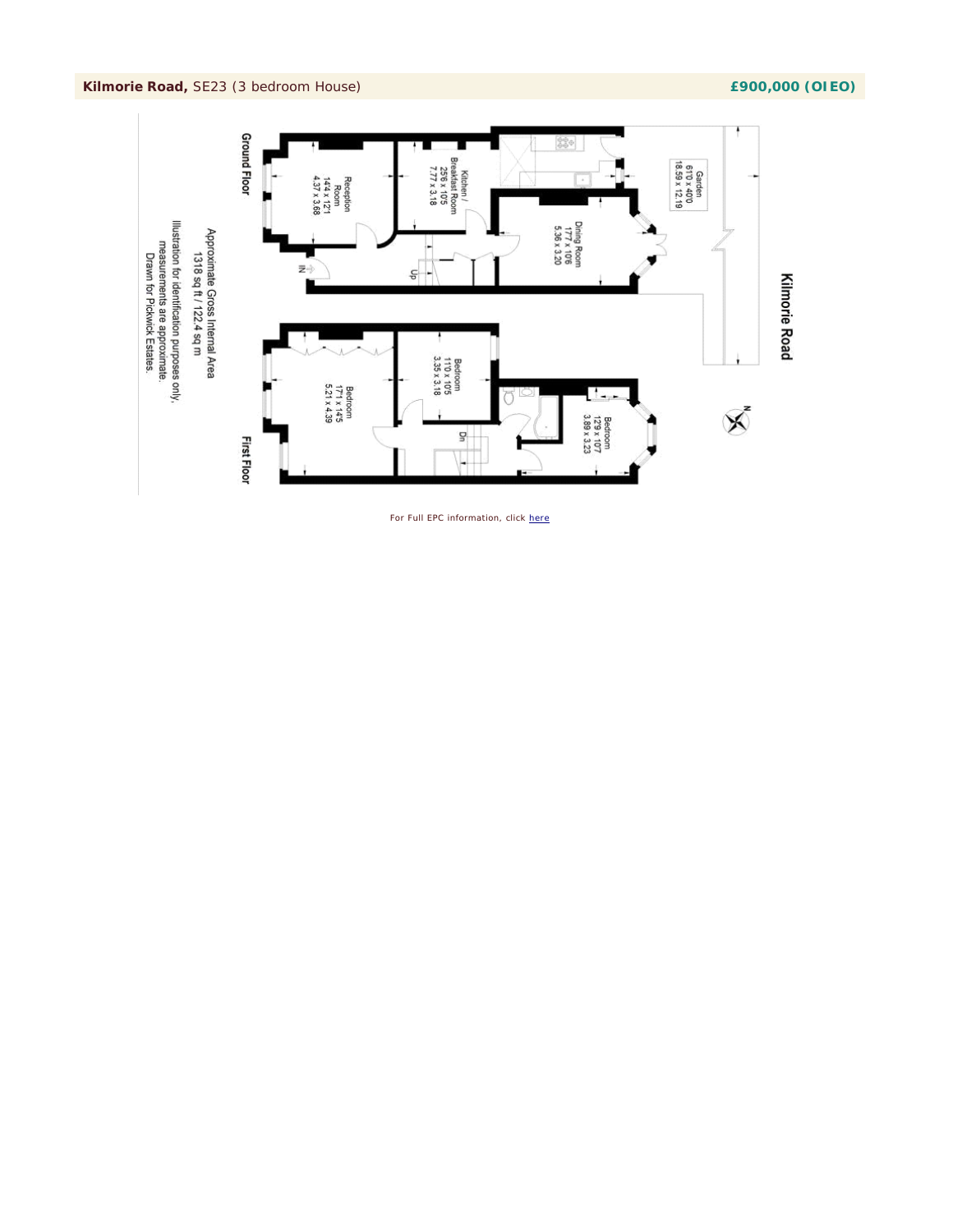**Kilmorie Road,** SE23 (3 bedroom House) **£900,000 (OIEO)**

Ground Floor

Reception Room
14'4 x 12'1
4.37 x 3.68

Kitchen / Breakfast Room
25'6 x 10'5
7.77 x 3.18

Dining Room
17'7 x 10'6
5.36 x 3.20

Garden
61'0 x 40'0
18.59 x 12.19

Kilmorie Road

First Floor

Bedroom
17'1 x 14'5
5.21 x 4.39

Bedroom
11'0 x 10'5
3.35 x 3.18

Bedroom
12'9 x 10'7
3.89 x 3.23

Approximate Gross Internal Area
1318 sq ft / 122.4 sq m
Illustration for identification purposes only,
measurements are approximate.
Drawn for Pickwick Estates.

For Full EPC information, click here